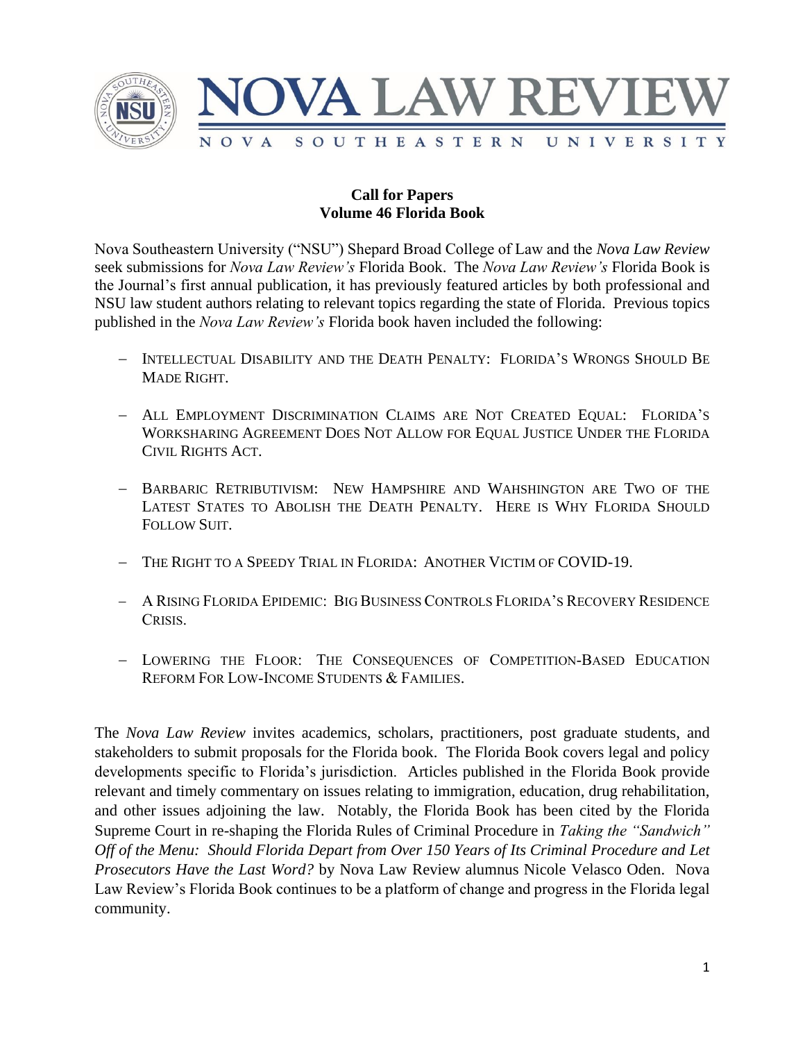# NOVA LAW REVIEW

NOVA SOUTHEASTERN UNIVERSITY

**Call for Papers**
**Volume 46 Florida Book**

Nova Southeastern University ("NSU") Shepard Broad College of Law and the *Nova Law Review* seek submissions for *Nova Law Review's* Florida Book. The *Nova Law Review's* Florida Book is the Journal's first annual publication, it has previously featured articles by both professional and NSU law student authors relating to relevant topics regarding the state of Florida. Previous topics published in the *Nova Law Review's* Florida book haven included the following:

- INTELLECTUAL DISABILITY AND THE DEATH PENALTY: FLORIDA'S WRONGS SHOULD BE MADE RIGHT.
- ALL EMPLOYMENT DISCRIMINATION CLAIMS ARE NOT CREATED EQUAL: FLORIDA'S WORKSHARING AGREEMENT DOES NOT ALLOW FOR EQUAL JUSTICE UNDER THE FLORIDA CIVIL RIGHTS ACT.
- BARBARIC RETRIBUTIVISM: NEW HAMPSHIRE AND WAHSHINGTON ARE TWO OF THE LATEST STATES TO ABOLISH THE DEATH PENALTY. HERE IS WHY FLORIDA SHOULD FOLLOW SUIT.
- THE RIGHT TO A SPEEDY TRIAL IN FLORIDA: ANOTHER VICTIM OF COVID-19.
- A RISING FLORIDA EPIDEMIC: BIG BUSINESS CONTROLS FLORIDA'S RECOVERY RESIDENCE CRISIS.
- LOWERING THE FLOOR: THE CONSEQUENCES OF COMPETITION-BASED EDUCATION REFORM FOR LOW-INCOME STUDENTS & FAMILIES.

The *Nova Law Review* invites academics, scholars, practitioners, post graduate students, and stakeholders to submit proposals for the Florida book. The Florida Book covers legal and policy developments specific to Florida's jurisdiction. Articles published in the Florida Book provide relevant and timely commentary on issues relating to immigration, education, drug rehabilitation, and other issues adjoining the law. Notably, the Florida Book has been cited by the Florida Supreme Court in re-shaping the Florida Rules of Criminal Procedure in *Taking the "Sandwich" Off of the Menu: Should Florida Depart from Over 150 Years of Its Criminal Procedure and Let Prosecutors Have the Last Word?* by Nova Law Review alumnus Nicole Velasco Oden. Nova Law Review's Florida Book continues to be a platform of change and progress in the Florida legal community.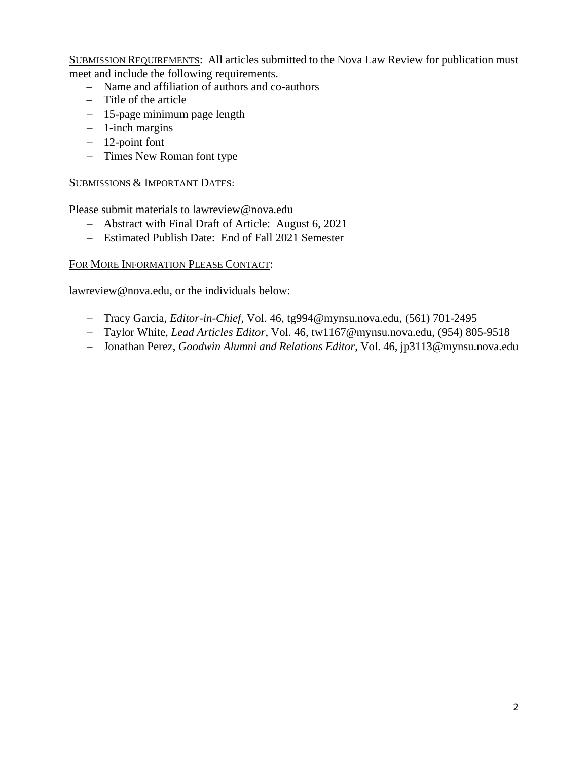<u>Submission Requirements</u>: All articles submitted to the Nova Law Review for publication must meet and include the following requirements.

- Name and affiliation of authors and co-authors
- Title of the article
- 15-page minimum page length
- 1-inch margins
- 12-point font
- Times New Roman font type

<u>Submissions & Important Dates</u>:

Please submit materials to lawreview@nova.edu

- Abstract with Final Draft of Article: August 6, 2021
- Estimated Publish Date: End of Fall 2021 Semester

<u>For More Information Please Contact</u>:

lawreview@nova.edu, or the individuals below:

- Tracy Garcia, *Editor-in-Chief*, Vol. 46, tg994@mynsu.nova.edu, (561) 701-2495
- Taylor White, *Lead Articles Editor*, Vol. 46, tw1167@mynsu.nova.edu, (954) 805-9518
- Jonathan Perez, *Goodwin Alumni and Relations Editor*, Vol. 46, jp3113@mynsu.nova.edu